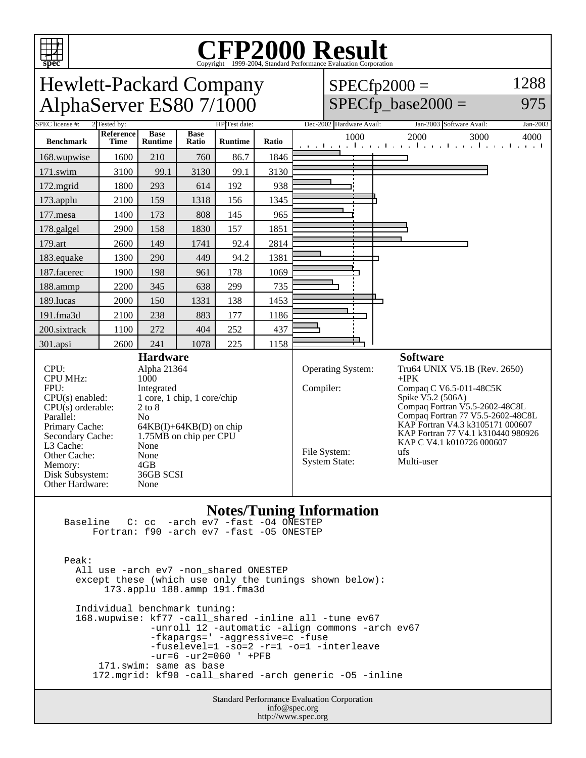# CFP2000 Result

Copyright 1999-2004, Standard Performance Evaluation Corporation

## Hewlett-Packard Company AlphaServer ES80 7/1000

SPECfp2000 = 1288

SPECfp_base2000 = 975

| SPEC license #: | 2 | Tested by: | HP | Test date: | Dec-2002 | Hardware Avail: | Jan-2003 | Software Avail: | Jan-2003 |
|---|---|---|---|---|---|---|---|---|---|

| Benchmark | Reference Time | Base Runtime | Base Ratio | Runtime | Ratio |
|---|---|---|---|---|---|
| 168.wupwise | 1600 | 210 | 760 | 86.7 | 1846 |
| 171.swim | 3100 | 99.1 | 3130 | 99.1 | 3130 |
| 172.mgrid | 1800 | 293 | 614 | 192 | 938 |
| 173.applu | 2100 | 159 | 1318 | 156 | 1345 |
| 177.mesa | 1400 | 173 | 808 | 145 | 965 |
| 178.galgel | 2900 | 158 | 1830 | 157 | 1851 |
| 179.art | 2600 | 149 | 1741 | 92.4 | 2814 |
| 183.equake | 1300 | 290 | 449 | 94.2 | 1381 |
| 187.facerec | 1900 | 198 | 961 | 178 | 1069 |
| 188.ammp | 2200 | 345 | 638 | 299 | 735 |
| 189.lucas | 2000 | 150 | 1331 | 138 | 1453 |
| 191.fma3d | 2100 | 238 | 883 | 177 | 1186 |
| 200.sixtrack | 1100 | 272 | 404 | 252 | 437 |
| 301.apsi | 2600 | 241 | 1078 | 225 | 1158 |

### Hardware

| | |
|---|---|
| CPU: | Alpha 21364 |
| CPU MHz: | 1000 |
| FPU: | Integrated |
| CPU(s) enabled: | 1 core, 1 chip, 1 core/chip |
| CPU(s) orderable: | 2 to 8 |
| Parallel: | No |
| Primary Cache: | 64KB(I)+64KB(D) on chip |
| Secondary Cache: | 1.75MB on chip per CPU |
| L3 Cache: | None |
| Other Cache: | None |
| Memory: | 4GB |
| Disk Subsystem: | 36GB SCSI |
| Other Hardware: | None |

### Software

| | |
|---|---|
| Operating System: | Tru64 UNIX V5.1B (Rev. 2650) +IPK |
| Compiler: | Compaq C V6.5-011-48C5K<br>Spike V5.2 (506A)<br>Compaq Fortran V5.5-2602-48C8L<br>Compaq Fortran 77 V5.5-2602-48C8L<br>KAP Fortran V4.3 k3105171 000607<br>KAP Fortran 77 V4.1 k310440 980926<br>KAP C V4.1 k010726 000607 |
| File System: | ufs |
| System State: | Multi-user |

### Notes/Tuning Information

```
Baseline   C: cc  -arch ev7 -fast -O4 ONESTEP
      Fortran: f90 -arch ev7 -fast -O5 ONESTEP


Peak:
  All use -arch ev7 -non_shared ONESTEP
  except these (which use only the tunings shown below):
       173.applu 188.ammp 191.fma3d

  Individual benchmark tuning:
  168.wupwise: kf77 -call_shared -inline all -tune ev67
               -unroll 12 -automatic -align commons -arch ev67
               -fkapargs=' -aggressive=c -fuse
               -fuselevel=1 -so=2 -r=1 -o=1 -interleave
               -ur=6 -ur2=060 ' +PFB
      171.swim: same as base
     172.mgrid: kf90 -call_shared -arch generic -O5 -inline
```

Standard Performance Evaluation Corporation
info@spec.org
http://www.spec.org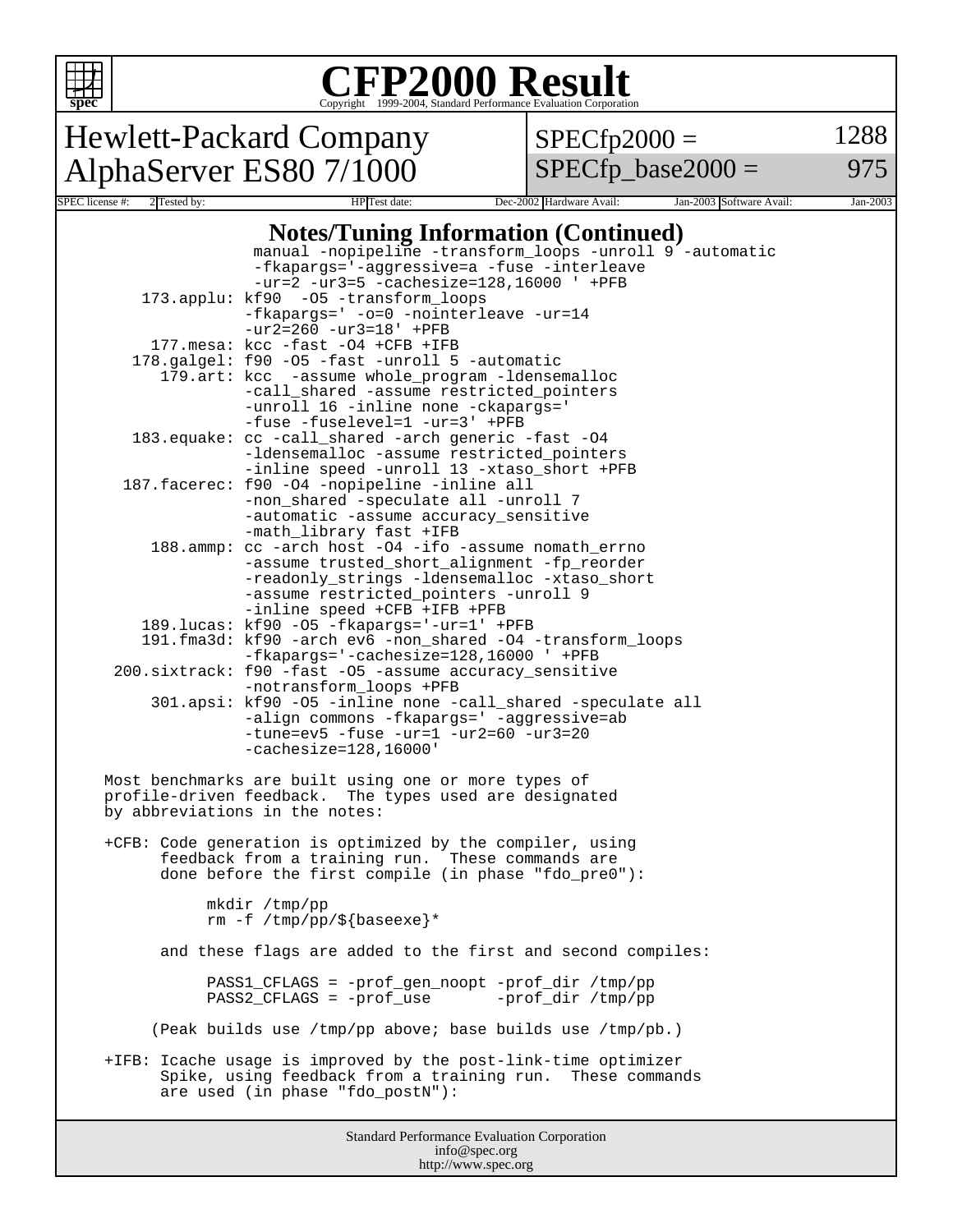# CFP2000 Result

Copyright 1999-2004, Standard Performance Evaluation Corporation

## Hewlett-Packard Company
## AlphaServer ES80 7/1000

SPECfp2000 = 1288
SPECfp_base2000 = 975

| SPEC license #: | 2 | Tested by: | HP | Test date: | Dec-2002 | Hardware Avail: | Jan-2003 | Software Avail: | Jan-2003 |
|---|---|---|---|---|---|---|---|---|---|

### Notes/Tuning Information (Continued)

```
                 manual -nopipeline -transform_loops -unroll 9 -automatic
                 -fkapargs='-aggressive=a -fuse -interleave
                 -ur=2 -ur3=5 -cachesize=128,16000 ' +PFB
      173.applu: kf90  -O5 -transform_loops
                 -fkapargs=' -o=0 -nointerleave -ur=14
                 -ur2=260 -ur3=18' +PFB
       177.mesa: kcc -fast -O4 +CFB +IFB
     178.galgel: f90 -O5 -fast -unroll 5 -automatic
        179.art: kcc  -assume whole_program -ldensemalloc
                 -call_shared -assume restricted_pointers
                 -unroll 16 -inline none -ckapargs='
                 -fuse -fuselevel=1 -ur=3' +PFB
     183.equake: cc -call_shared -arch generic -fast -O4
                 -ldensemalloc -assume restricted_pointers
                 -inline speed -unroll 13 -xtaso_short +PFB
    187.facerec: f90 -O4 -nopipeline -inline all
                 -non_shared -speculate all -unroll 7
                 -automatic -assume accuracy_sensitive
                 -math_library fast +IFB
       188.ammp: cc -arch host -O4 -ifo -assume nomath_errno
                 -assume trusted_short_alignment -fp_reorder
                 -readonly_strings -ldensemalloc -xtaso_short
                 -assume restricted_pointers -unroll 9
                 -inline speed +CFB +IFB +PFB
      189.lucas: kf90 -O5 -fkapargs='-ur=1' +PFB
      191.fma3d: kf90 -arch ev6 -non_shared -O4 -transform_loops
                 -fkapargs='-cachesize=128,16000 ' +PFB
   200.sixtrack: f90 -fast -O5 -assume accuracy_sensitive
                 -notransform_loops +PFB
       301.apsi: kf90 -O5 -inline none -call_shared -speculate all
                 -align commons -fkapargs=' -aggressive=ab
                 -tune=ev5 -fuse -ur=1 -ur2=60 -ur3=20
                 -cachesize=128,16000'

Most benchmarks are built using one or more types of
profile-driven feedback.  The types used are designated
by abbreviations in the notes:

+CFB: Code generation is optimized by the compiler, using
      feedback from a training run.  These commands are
      done before the first compile (in phase "fdo_pre0"):

          mkdir /tmp/pp
          rm -f /tmp/pp/${baseexe}*

      and these flags are added to the first and second compiles:

          PASS1_CFLAGS = -prof_gen_noopt -prof_dir /tmp/pp
          PASS2_CFLAGS = -prof_use       -prof_dir /tmp/pp

     (Peak builds use /tmp/pp above; base builds use /tmp/pb.)

+IFB: Icache usage is improved by the post-link-time optimizer
      Spike, using feedback from a training run.  These commands
      are used (in phase "fdo_postN"):
```

Standard Performance Evaluation Corporation
info@spec.org
http://www.spec.org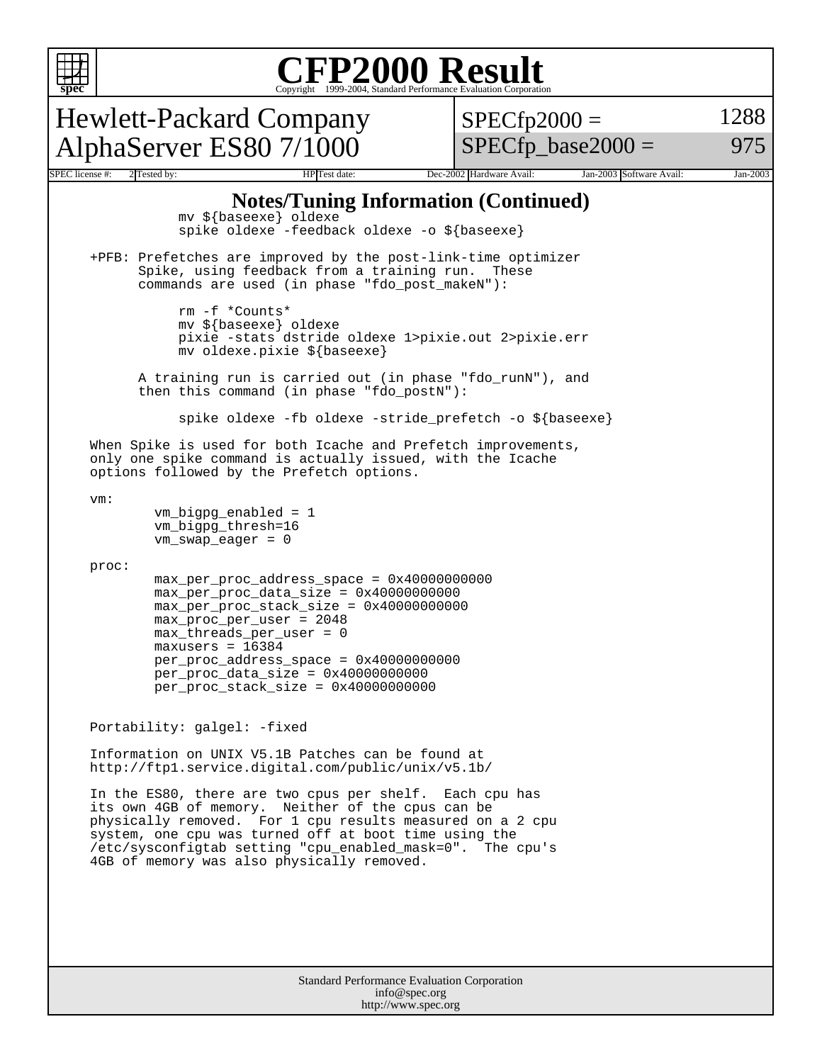# CFP2000 Result

Copyright 1999-2004, Standard Performance Evaluation Corporation

## Hewlett-Packard Company
## AlphaServer ES80 7/1000

| | |
|---|---|
| SPECfp2000 = | 1288 |
| SPECfp_base2000 = | 975 |

| SPEC license #: | Tested by: | Test date: | Hardware Avail: | Software Avail: |
|---|---|---|---|---|
| 2 | HP | Dec-2002 | Jan-2003 | Jan-2003 |

### Notes/Tuning Information (Continued)

```
            mv ${baseexe} oldexe
            spike oldexe -feedback oldexe -o ${baseexe}

     +PFB: Prefetches are improved by the post-link-time optimizer
           Spike, using feedback from a training run.  These
           commands are used (in phase "fdo_post_makeN"):

                rm -f *Counts*
                mv ${baseexe} oldexe
                pixie -stats dstride oldexe 1>pixie.out 2>pixie.err
                mv oldexe.pixie ${baseexe}

           A training run is carried out (in phase "fdo_runN"), and
           then this command (in phase "fdo_postN"):

                spike oldexe -fb oldexe -stride_prefetch -o ${baseexe}

     When Spike is used for both Icache and Prefetch improvements,
     only one spike command is actually issued, with the Icache
     options followed by the Prefetch options.

     vm:
             vm_bigpg_enabled = 1
             vm_bigpg_thresh=16
             vm_swap_eager = 0

     proc:
             max_per_proc_address_space = 0x40000000000
             max_per_proc_data_size = 0x40000000000
             max_per_proc_stack_size = 0x40000000000
             max_proc_per_user = 2048
             max_threads_per_user = 0
             maxusers = 16384
             per_proc_address_space = 0x40000000000
             per_proc_data_size = 0x40000000000
             per_proc_stack_size = 0x40000000000


     Portability: galgel: -fixed

     Information on UNIX V5.1B Patches can be found at
     http://ftp1.service.digital.com/public/unix/v5.1b/

     In the ES80, there are two cpus per shelf.  Each cpu has
     its own 4GB of memory.  Neither of the cpus can be
     physically removed.  For 1 cpu results measured on a 2 cpu
     system, one cpu was turned off at boot time using the
     /etc/sysconfigtab setting "cpu_enabled_mask=0".  The cpu's
     4GB of memory was also physically removed.
```

Standard Performance Evaluation Corporation
info@spec.org
http://www.spec.org